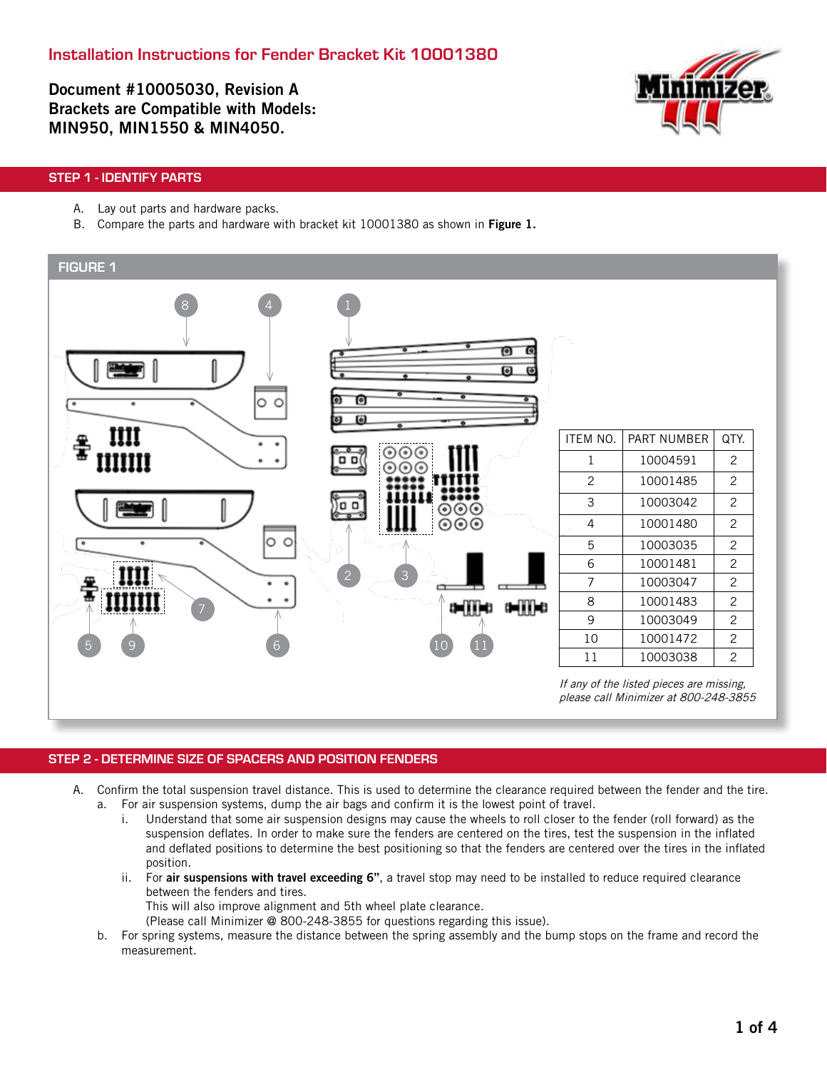# Installation Instructions for Fender Bracket Kit 10001380

**Document #10005030, Revision A**
**Brackets are Compatible with Models:**
**MIN950, MIN1550 & MIN4050.**

## STEP 1 - IDENTIFY PARTS

A. Lay out parts and hardware packs.
B. Compare the parts and hardware with bracket kit 10001380 as shown in **Figure 1.**

### FIGURE 1

| ITEM NO. | PART NUMBER | QTY. |
| --- | --- | --- |
| 1 | 10004591 | 2 |
| 2 | 10001485 | 2 |
| 3 | 10003042 | 2 |
| 4 | 10001480 | 2 |
| 5 | 10003035 | 2 |
| 6 | 10001481 | 2 |
| 7 | 10003047 | 2 |
| 8 | 10001483 | 2 |
| 9 | 10003049 | 2 |
| 10 | 10001472 | 2 |
| 11 | 10003038 | 2 |

*If any of the listed pieces are missing, please call Minimizer at 800-248-3855*

## STEP 2 - DETERMINE SIZE OF SPACERS AND POSITION FENDERS

A. Confirm the total suspension travel distance. This is used to determine the clearance required between the fender and the tire.
   a. For air suspension systems, dump the air bags and confirm it is the lowest point of travel.
      i. Understand that some air suspension designs may cause the wheels to roll closer to the fender (roll forward) as the suspension deflates. In order to make sure the fenders are centered on the tires, test the suspension in the inflated and deflated positions to determine the best positioning so that the fenders are centered over the tires in the inflated position.
      ii. For **air suspensions with travel exceeding 6"**, a travel stop may need to be installed to reduce required clearance between the fenders and tires.
      This will also improve alignment and 5th wheel plate clearance.
      (Please call Minimizer @ 800-248-3855 for questions regarding this issue).
   b. For spring systems, measure the distance between the spring assembly and the bump stops on the frame and record the measurement.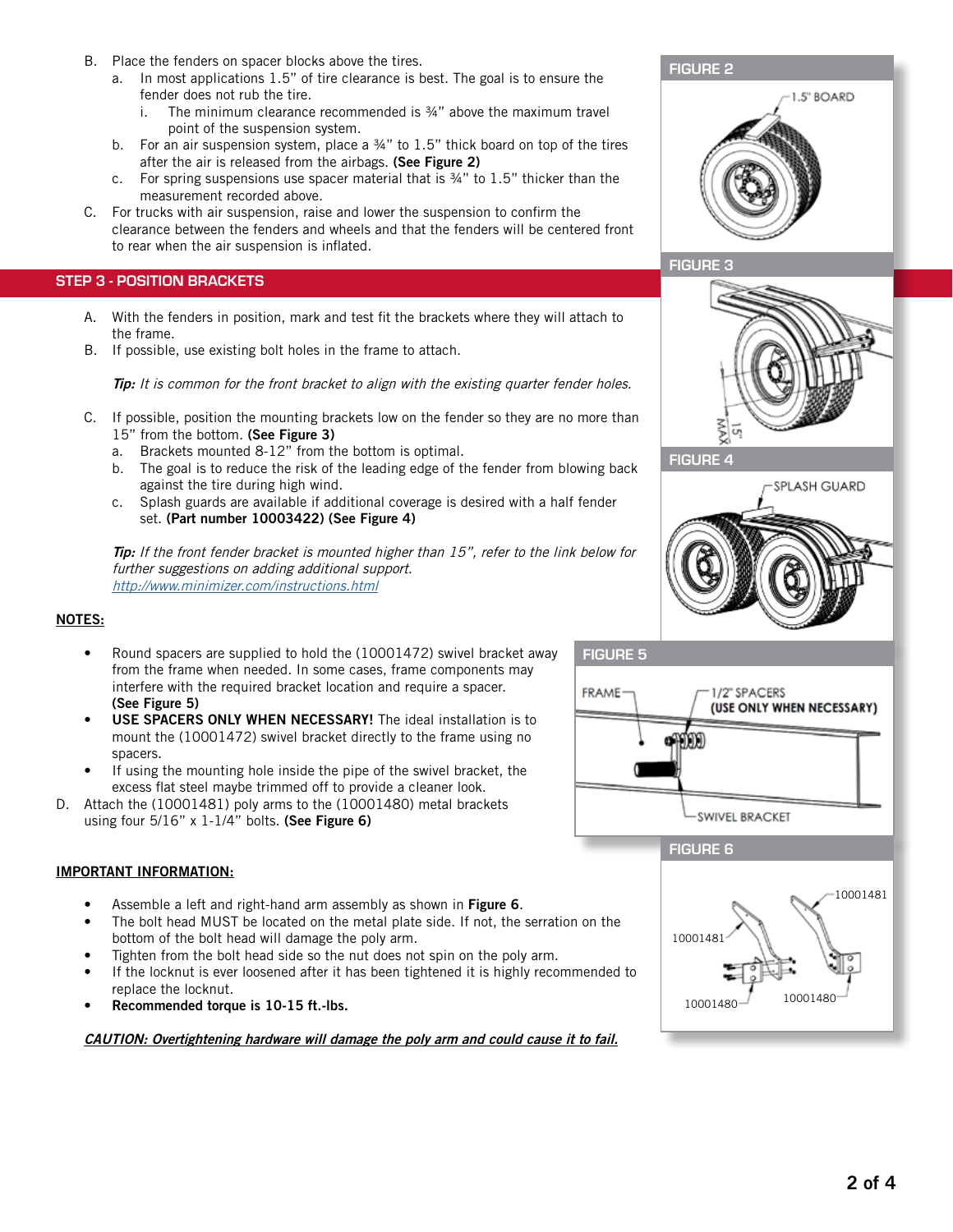B. Place the fenders on spacer blocks above the tires.
   a. In most applications 1.5" of tire clearance is best. The goal is to ensure the fender does not rub the tire.
      i. The minimum clearance recommended is ¾" above the maximum travel point of the suspension system.
   b. For an air suspension system, place a ¾" to 1.5" thick board on top of the tires after the air is released from the airbags. **(See Figure 2)**
   c. For spring suspensions use spacer material that is ¾" to 1.5" thicker than the measurement recorded above.

C. For trucks with air suspension, raise and lower the suspension to confirm the clearance between the fenders and wheels and that the fenders will be centered front to rear when the air suspension is inflated.

FIGURE 2

1.5" BOARD

## STEP 3 - POSITION BRACKETS

A. With the fenders in position, mark and test fit the brackets where they will attach to the frame.

B. If possible, use existing bolt holes in the frame to attach.

***Tip:*** *It is common for the front bracket to align with the existing quarter fender holes.*

C. If possible, position the mounting brackets low on the fender so they are no more than 15" from the bottom. **(See Figure 3)**
   a. Brackets mounted 8-12" from the bottom is optimal.
   b. The goal is to reduce the risk of the leading edge of the fender from blowing back against the tire during high wind.
   c. Splash guards are available if additional coverage is desired with a half fender set. **(Part number 10003422) (See Figure 4)**

***Tip:*** *If the front fender bracket is mounted higher than 15", refer to the link below for further suggestions on adding additional support.*
http://www.minimizer.com/instructions.html

FIGURE 3

15" MAX

FIGURE 4

SPLASH GUARD

**NOTES:**

- Round spacers are supplied to hold the (10001472) swivel bracket away from the frame when needed. In some cases, frame components may interfere with the required bracket location and require a spacer. **(See Figure 5)**
- **USE SPACERS ONLY WHEN NECESSARY!** The ideal installation is to mount the (10001472) swivel bracket directly to the frame using no spacers.
- If using the mounting hole inside the pipe of the swivel bracket, the excess flat steel maybe trimmed off to provide a cleaner look.

D. Attach the (10001481) poly arms to the (10001480) metal brackets using four 5/16" x 1-1/4" bolts. **(See Figure 6)**

FIGURE 5

FRAME — 1/2" SPACERS **(USE ONLY WHEN NECESSARY)** — SWIVEL BRACKET

**IMPORTANT INFORMATION:**

- Assemble a left and right-hand arm assembly as shown in **Figure 6**.
- The bolt head MUST be located on the metal plate side. If not, the serration on the bottom of the bolt head will damage the poly arm.
- Tighten from the bolt head side so the nut does not spin on the poly arm.
- If the locknut is ever loosened after it has been tightened it is highly recommended to replace the locknut.
- **Recommended torque is 10-15 ft.-lbs.**

***CAUTION: Overtightening hardware will damage the poly arm and could cause it to fail.***

FIGURE 6

10001481 10001481 10001480 10001480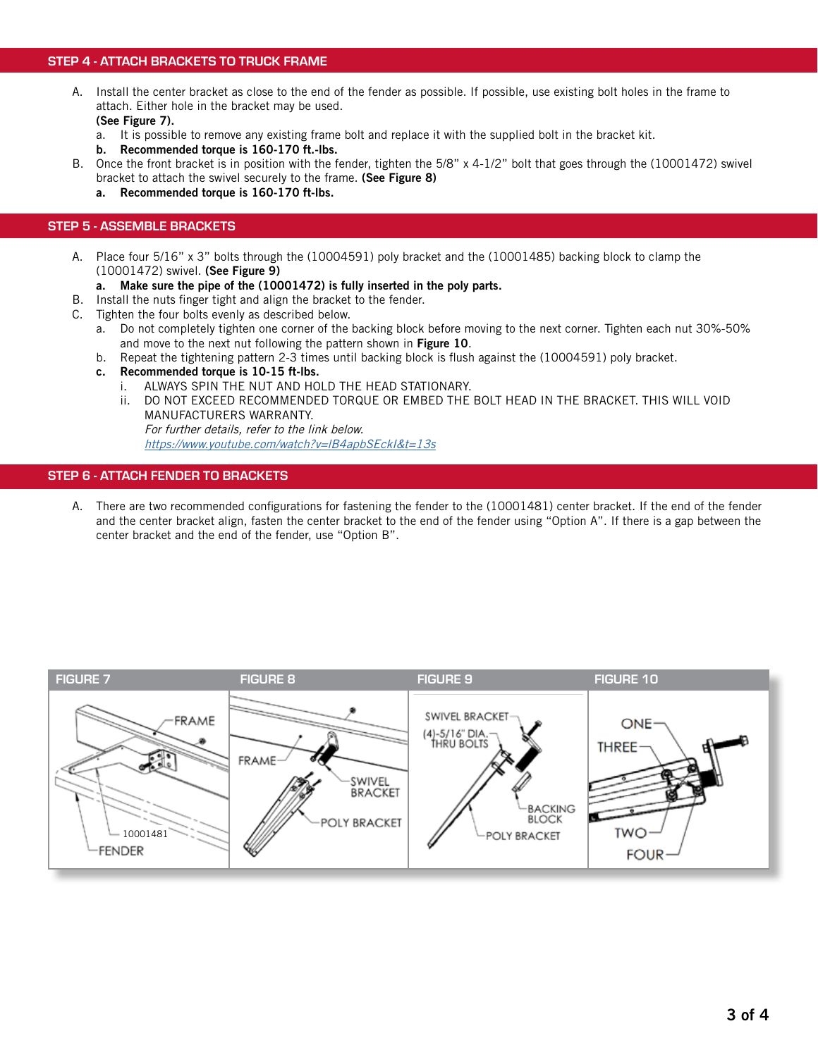## STEP 4 - ATTACH BRACKETS TO TRUCK FRAME

A. Install the center bracket as close to the end of the fender as possible. If possible, use existing bolt holes in the frame to attach. Either hole in the bracket may be used.
**(See Figure 7).**
   a. It is possible to remove any existing frame bolt and replace it with the supplied bolt in the bracket kit.
   **b. Recommended torque is 160-170 ft.-lbs.**

B. Once the front bracket is in position with the fender, tighten the 5/8" x 4-1/2" bolt that goes through the (10001472) swivel bracket to attach the swivel securely to the frame. **(See Figure 8)**
   **a. Recommended torque is 160-170 ft-lbs.**

## STEP 5 - ASSEMBLE BRACKETS

A. Place four 5/16" x 3" bolts through the (10004591) poly bracket and the (10001485) backing block to clamp the (10001472) swivel. **(See Figure 9)**
   **a. Make sure the pipe of the (10001472) is fully inserted in the poly parts.**

B. Install the nuts finger tight and align the bracket to the fender.

C. Tighten the four bolts evenly as described below.
   a. Do not completely tighten one corner of the backing block before moving to the next corner. Tighten each nut 30%-50% and move to the next nut following the pattern shown in **Figure 10**.
   b. Repeat the tightening pattern 2-3 times until backing block is flush against the (10004591) poly bracket.
   **c. Recommended torque is 10-15 ft-lbs.**
      i. ALWAYS SPIN THE NUT AND HOLD THE HEAD STATIONARY.
      ii. DO NOT EXCEED RECOMMENDED TORQUE OR EMBED THE BOLT HEAD IN THE BRACKET. THIS WILL VOID MANUFACTURERS WARRANTY.
      *For further details, refer to the link below.*
      *https://www.youtube.com/watch?v=lB4apbSEckI&t=13s*

## STEP 6 - ATTACH FENDER TO BRACKETS

A. There are two recommended configurations for fastening the fender to the (10001481) center bracket. If the end of the fender and the center bracket align, fasten the center bracket to the end of the fender using "Option A". If there is a gap between the center bracket and the end of the fender, use "Option B".

FIGURE 7 — FRAME, 10001481, FENDER

FIGURE 8 — FRAME, SWIVEL BRACKET, POLY BRACKET

FIGURE 9 — SWIVEL BRACKET, (4)-5/16" DIA. THRU BOLTS, BACKING BLOCK, POLY BRACKET

FIGURE 10 — ONE, THREE, TWO, FOUR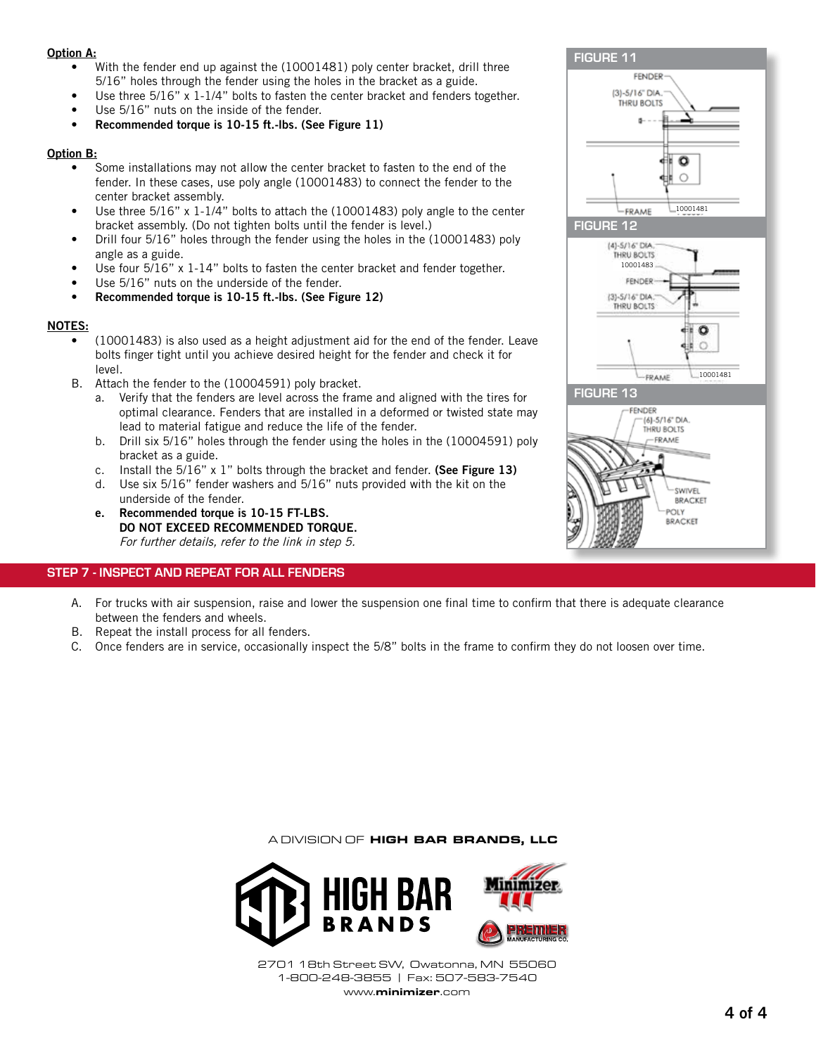**Option A:**

- With the fender end up against the (10001481) poly center bracket, drill three 5/16" holes through the fender using the holes in the bracket as a guide.
- Use three 5/16" x 1-1/4" bolts to fasten the center bracket and fenders together.
- Use 5/16" nuts on the inside of the fender.
- **Recommended torque is 10-15 ft.-lbs. (See Figure 11)**

**Option B:**

- Some installations may not allow the center bracket to fasten to the end of the fender. In these cases, use poly angle (10001483) to connect the fender to the center bracket assembly.
- Use three 5/16" x 1-1/4" bolts to attach the (10001483) poly angle to the center bracket assembly. (Do not tighten bolts until the fender is level.)
- Drill four 5/16" holes through the fender using the holes in the (10001483) poly angle as a guide.
- Use four 5/16" x 1-14" bolts to fasten the center bracket and fender together.
- Use 5/16" nuts on the underside of the fender.
- **Recommended torque is 10-15 ft.-lbs. (See Figure 12)**

**NOTES:**

- (10001483) is also used as a height adjustment aid for the end of the fender. Leave bolts finger tight until you achieve desired height for the fender and check it for level.

B. Attach the fender to the (10004591) poly bracket.
   a. Verify that the fenders are level across the frame and aligned with the tires for optimal clearance. Fenders that are installed in a deformed or twisted state may lead to material fatigue and reduce the life of the fender.
   b. Drill six 5/16" holes through the fender using the holes in the (10004591) poly bracket as a guide.
   c. Install the 5/16" x 1" bolts through the bracket and fender. **(See Figure 13)**
   d. Use six 5/16" fender washers and 5/16" nuts provided with the kit on the underside of the fender.
   **e. Recommended torque is 10-15 FT-LBS.**
   **DO NOT EXCEED RECOMMENDED TORQUE.**
   *For further details, refer to the link in step 5.*

**FIGURE 11**

FENDER
(3)-5/16" DIA. THRU BOLTS
FRAME
10001481

**FIGURE 12**

(4)-5/16" DIA. THRU BOLTS
10001483
FENDER
(3)-5/16" DIA. THRU BOLTS
FRAME
10001481

**FIGURE 13**

FENDER
(6)-5/16" DIA. THRU BOLTS
FRAME
SWIVEL BRACKET
POLY BRACKET

## STEP 7 - INSPECT AND REPEAT FOR ALL FENDERS

A. For trucks with air suspension, raise and lower the suspension one final time to confirm that there is adequate clearance between the fenders and wheels.
B. Repeat the install process for all fenders.
C. Once fenders are in service, occasionally inspect the 5/8" bolts in the frame to confirm they do not loosen over time.

A DIVISION OF **HIGH BAR BRANDS, LLC**

HIGH BAR BRANDS

Minimizer

PREMIER MANUFACTURING CO.

2701 18th Street SW, Owatonna, MN 55060
1-800-248-3855 | Fax: 507-583-7540
www.**minimizer**.com